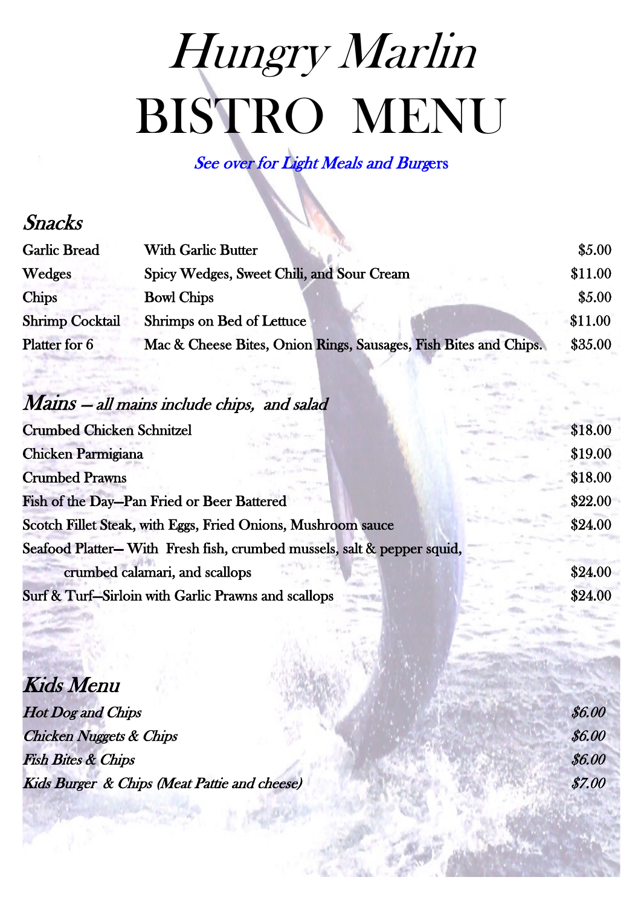# *Hungry Marlin*
# BISTRO MENU

*See over for Light Meals and Burgers*

## *Snacks*

| | | |
|---|---|---|
| Garlic Bread | With Garlic Butter | $5.00 |
| Wedges | Spicy Wedges, Sweet Chili, and Sour Cream | $11.00 |
| Chips | Bowl Chips | $5.00 |
| Shrimp Cocktail | Shrimps on Bed of Lettuce | $11.00 |
| Platter for 6 | Mac & Cheese Bites, Onion Rings, Sausages, Fish Bites and Chips. | $35.00 |

## *Mains – all mains include chips, and salad*

| | |
|---|---|
| Crumbed Chicken Schnitzel | $18.00 |
| Chicken Parmigiana | $19.00 |
| Crumbed Prawns | $18.00 |
| Fish of the Day—Pan Fried or Beer Battered | $22.00 |
| Scotch Fillet Steak, with Eggs, Fried Onions, Mushroom sauce | $24.00 |
| Seafood Platter— With Fresh fish, crumbed mussels, salt & pepper squid, crumbed calamari, and scallops | $24.00 |
| Surf & Turf—Sirloin with Garlic Prawns and scallops | $24.00 |

## *Kids Menu*

| | |
|---|---|
| *Hot Dog and Chips* | *$6.00* |
| *Chicken Nuggets & Chips* | *$6.00* |
| *Fish Bites & Chips* | *$6.00* |
| *Kids Burger & Chips (Meat Pattie and cheese)* | *$7.00* |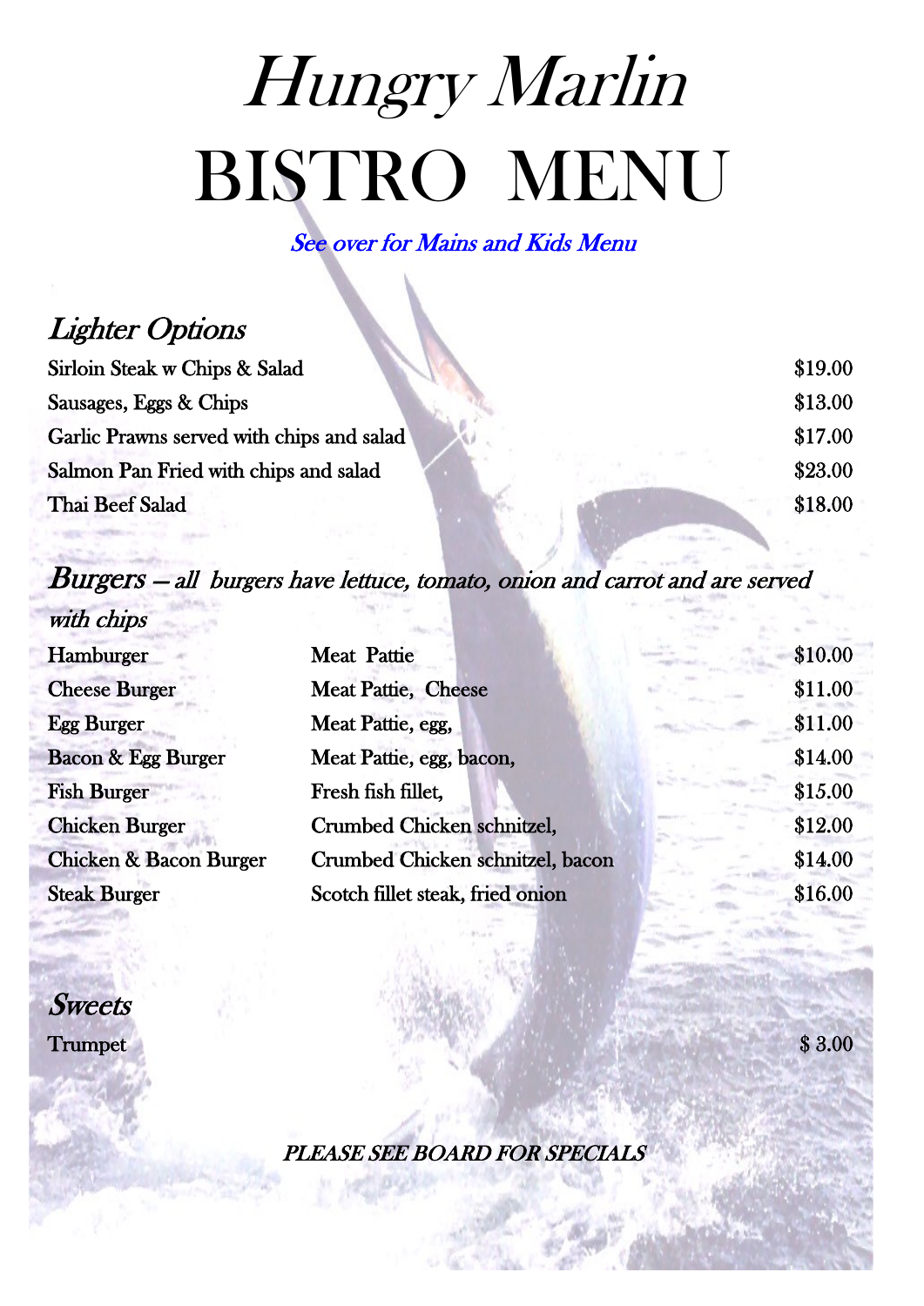# *Hungry Marlin*
# BISTRO MENU

*See over for Mains and Kids Menu*

## *Lighter Options*

| | |
|---|---|
| Sirloin Steak w Chips & Salad | $19.00 |
| Sausages, Eggs & Chips | $13.00 |
| Garlic Prawns served with chips and salad | $17.00 |
| Salmon Pan Fried with chips and salad | $23.00 |
| Thai Beef Salad | $18.00 |

## *Burgers – all burgers have lettuce, tomato, onion and carrot and are served with chips*

| | | |
|---|---|---|
| Hamburger | Meat Pattie | $10.00 |
| Cheese Burger | Meat Pattie, Cheese | $11.00 |
| Egg Burger | Meat Pattie, egg, | $11.00 |
| Bacon & Egg Burger | Meat Pattie, egg, bacon, | $14.00 |
| Fish Burger | Fresh fish fillet, | $15.00 |
| Chicken Burger | Crumbed Chicken schnitzel, | $12.00 |
| Chicken & Bacon Burger | Crumbed Chicken schnitzel, bacon | $14.00 |
| Steak Burger | Scotch fillet steak, fried onion | $16.00 |

## *Sweets*

| | |
|---|---|
| Trumpet | $ 3.00 |

*PLEASE SEE BOARD FOR SPECIALS*